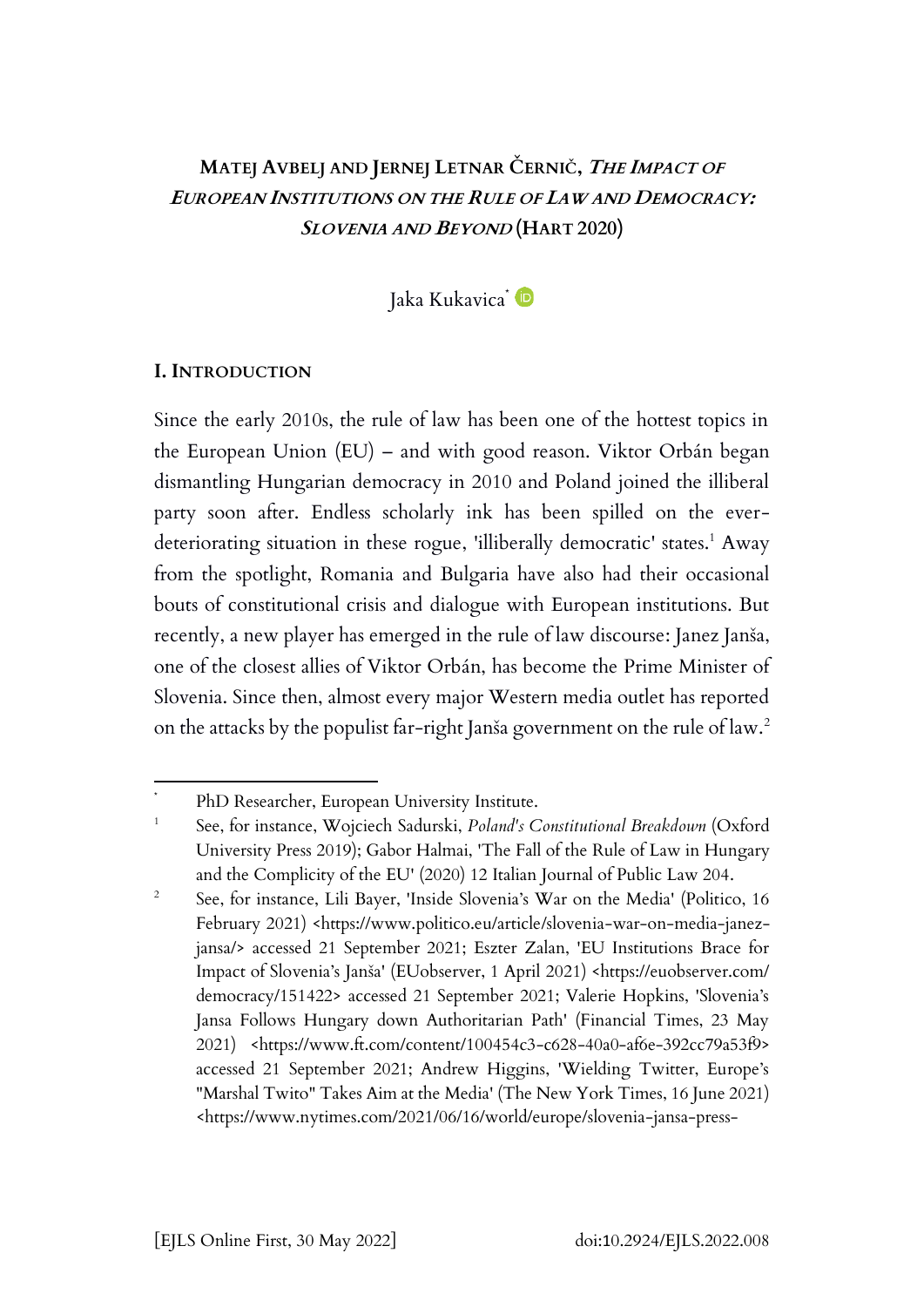# MATEJ AVBELJ AND JERNEJ LETNAR ČERNIČ, *THE IMPACT OF EUROPEAN INSTITUTIONS ON THE RULE OF LAW AND DEMOCRACY: SLOVENIA AND BEYOND* (HART 2020)

Jaka Kukavica[*]

## I. INTRODUCTION

Since the early 2010s, the rule of law has been one of the hottest topics in the European Union (EU) – and with good reason. Viktor Orbán began dismantling Hungarian democracy in 2010 and Poland joined the illiberal party soon after. Endless scholarly ink has been spilled on the ever-deteriorating situation in these rogue, 'illiberally democratic' states.[1] Away from the spotlight, Romania and Bulgaria have also had their occasional bouts of constitutional crisis and dialogue with European institutions. But recently, a new player has emerged in the rule of law discourse: Janez Janša, one of the closest allies of Viktor Orbán, has become the Prime Minister of Slovenia. Since then, almost every major Western media outlet has reported on the attacks by the populist far-right Janša government on the rule of law.[2]

---

[*] PhD Researcher, European University Institute.

[1] See, for instance, Wojciech Sadurski, *Poland's Constitutional Breakdown* (Oxford University Press 2019); Gabor Halmai, 'The Fall of the Rule of Law in Hungary and the Complicity of the EU' (2020) 12 Italian Journal of Public Law 204.

[2] See, for instance, Lili Bayer, 'Inside Slovenia's War on the Media' (Politico, 16 February 2021) <https://www.politico.eu/article/slovenia-war-on-media-janez-jansa/> accessed 21 September 2021; Eszter Zalan, 'EU Institutions Brace for Impact of Slovenia's Janša' (EUobserver, 1 April 2021) <https://euobserver.com/democracy/151422> accessed 21 September 2021; Valerie Hopkins, 'Slovenia's Jansa Follows Hungary down Authoritarian Path' (Financial Times, 23 May 2021) <https://www.ft.com/content/100454c3-c628-40a0-af6e-392cc79a53f9> accessed 21 September 2021; Andrew Higgins, 'Wielding Twitter, Europe's "Marshal Twito" Takes Aim at the Media' (The New York Times, 16 June 2021) <https://www.nytimes.com/2021/06/16/world/europe/slovenia-jansa-press-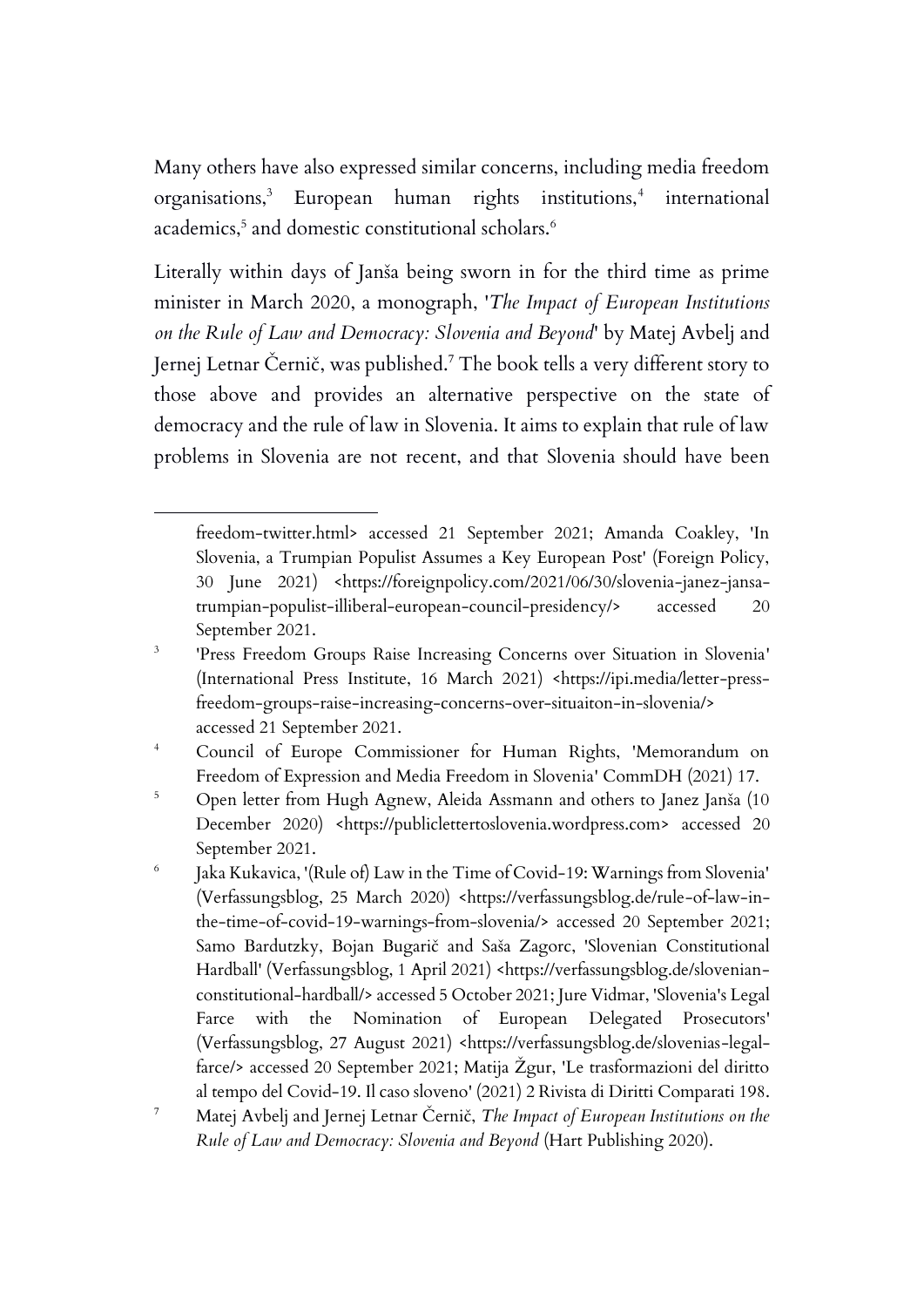Many others have also expressed similar concerns, including media freedom organisations,[3] European human rights institutions,[4] international academics,[5] and domestic constitutional scholars.[6]

Literally within days of Janša being sworn in for the third time as prime minister in March 2020, a monograph, '*The Impact of European Institutions on the Rule of Law and Democracy: Slovenia and Beyond*' by Matej Avbelj and Jernej Letnar Černič, was published.[7] The book tells a very different story to those above and provides an alternative perspective on the state of democracy and the rule of law in Slovenia. It aims to explain that rule of law problems in Slovenia are not recent, and that Slovenia should have been

---

freedom-twitter.html> accessed 21 September 2021; Amanda Coakley, 'In Slovenia, a Trumpian Populist Assumes a Key European Post' (Foreign Policy, 30 June 2021) <https://foreignpolicy.com/2021/06/30/slovenia-janez-jansa-trumpian-populist-illiberal-european-council-presidency/> accessed 20 September 2021.

[3] 'Press Freedom Groups Raise Increasing Concerns over Situation in Slovenia' (International Press Institute, 16 March 2021) <https://ipi.media/letter-press-freedom-groups-raise-increasing-concerns-over-situaiton-in-slovenia/> accessed 21 September 2021.

[4] Council of Europe Commissioner for Human Rights, 'Memorandum on Freedom of Expression and Media Freedom in Slovenia' CommDH (2021) 17.

[5] Open letter from Hugh Agnew, Aleida Assmann and others to Janez Janša (10 December 2020) <https://publiclettertoslovenia.wordpress.com> accessed 20 September 2021.

[6] Jaka Kukavica, '(Rule of) Law in the Time of Covid-19: Warnings from Slovenia' (Verfassungsblog, 25 March 2020) <https://verfassungsblog.de/rule-of-law-in-the-time-of-covid-19-warnings-from-slovenia/> accessed 20 September 2021; Samo Bardutzky, Bojan Bugarič and Saša Zagorc, 'Slovenian Constitutional Hardball' (Verfassungsblog, 1 April 2021) <https://verfassungsblog.de/slovenian-constitutional-hardball/> accessed 5 October 2021; Jure Vidmar, 'Slovenia's Legal Farce with the Nomination of European Delegated Prosecutors' (Verfassungsblog, 27 August 2021) <https://verfassungsblog.de/slovenias-legal-farce/> accessed 20 September 2021; Matija Žgur, 'Le trasformazioni del diritto al tempo del Covid-19. Il caso sloveno' (2021) 2 Rivista di Diritti Comparati 198.

[7] Matej Avbelj and Jernej Letnar Černič, *The Impact of European Institutions on the Rule of Law and Democracy: Slovenia and Beyond* (Hart Publishing 2020).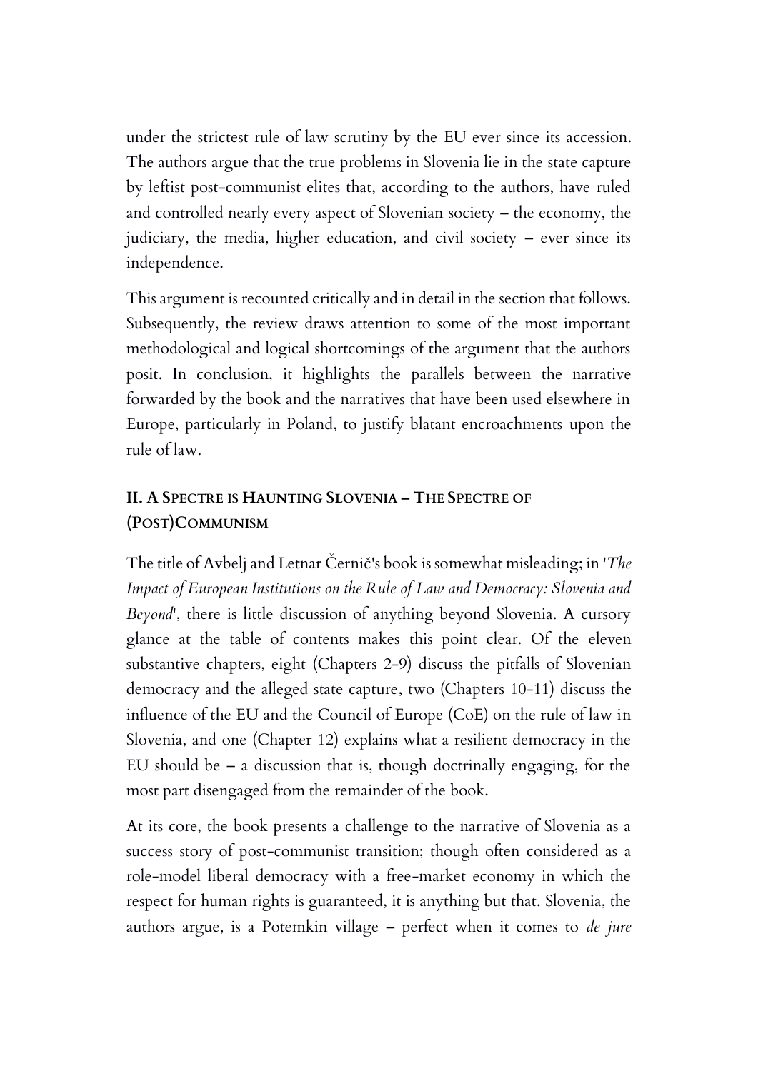under the strictest rule of law scrutiny by the EU ever since its accession. The authors argue that the true problems in Slovenia lie in the state capture by leftist post-communist elites that, according to the authors, have ruled and controlled nearly every aspect of Slovenian society – the economy, the judiciary, the media, higher education, and civil society – ever since its independence.

This argument is recounted critically and in detail in the section that follows. Subsequently, the review draws attention to some of the most important methodological and logical shortcomings of the argument that the authors posit. In conclusion, it highlights the parallels between the narrative forwarded by the book and the narratives that have been used elsewhere in Europe, particularly in Poland, to justify blatant encroachments upon the rule of law.

## II. A Spectre is Haunting Slovenia – The Spectre of (Post)Communism

The title of Avbelj and Letnar Černič's book is somewhat misleading; in '*The Impact of European Institutions on the Rule of Law and Democracy: Slovenia and Beyond*', there is little discussion of anything beyond Slovenia. A cursory glance at the table of contents makes this point clear. Of the eleven substantive chapters, eight (Chapters 2-9) discuss the pitfalls of Slovenian democracy and the alleged state capture, two (Chapters 10-11) discuss the influence of the EU and the Council of Europe (CoE) on the rule of law in Slovenia, and one (Chapter 12) explains what a resilient democracy in the EU should be – a discussion that is, though doctrinally engaging, for the most part disengaged from the remainder of the book.

At its core, the book presents a challenge to the narrative of Slovenia as a success story of post-communist transition; though often considered as a role-model liberal democracy with a free-market economy in which the respect for human rights is guaranteed, it is anything but that. Slovenia, the authors argue, is a Potemkin village – perfect when it comes to *de jure*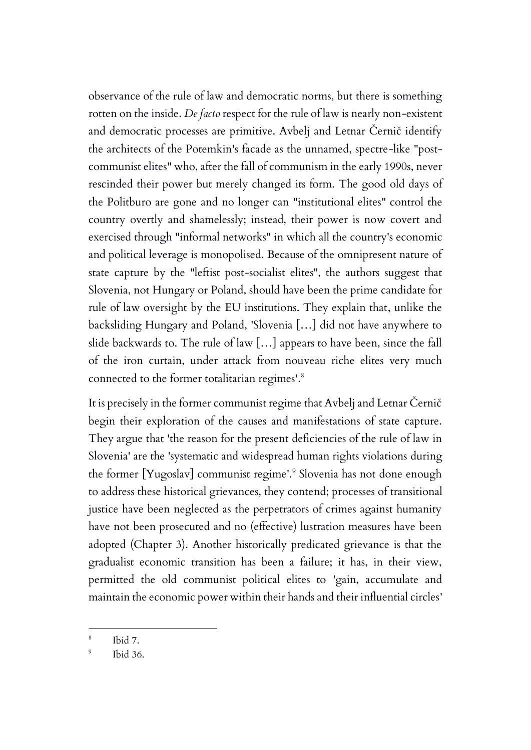observance of the rule of law and democratic norms, but there is something rotten on the inside. *De facto* respect for the rule of law is nearly non-existent and democratic processes are primitive. Avbelj and Letnar Černič identify the architects of the Potemkin's facade as the unnamed, spectre-like "post-communist elites" who, after the fall of communism in the early 1990s, never rescinded their power but merely changed its form. The good old days of the Politburo are gone and no longer can "institutional elites" control the country overtly and shamelessly; instead, their power is now covert and exercised through "informal networks" in which all the country's economic and political leverage is monopolised. Because of the omnipresent nature of state capture by the "leftist post-socialist elites", the authors suggest that Slovenia, not Hungary or Poland, should have been the prime candidate for rule of law oversight by the EU institutions. They explain that, unlike the backsliding Hungary and Poland, 'Slovenia […] did not have anywhere to slide backwards to. The rule of law […] appears to have been, since the fall of the iron curtain, under attack from nouveau riche elites very much connected to the former totalitarian regimes'.[8]

It is precisely in the former communist regime that Avbelj and Letnar Černič begin their exploration of the causes and manifestations of state capture. They argue that 'the reason for the present deficiencies of the rule of law in Slovenia' are the 'systematic and widespread human rights violations during the former [Yugoslav] communist regime'.[9] Slovenia has not done enough to address these historical grievances, they contend; processes of transitional justice have been neglected as the perpetrators of crimes against humanity have not been prosecuted and no (effective) lustration measures have been adopted (Chapter 3). Another historically predicated grievance is that the gradualist economic transition has been a failure; it has, in their view, permitted the old communist political elites to 'gain, accumulate and maintain the economic power within their hands and their influential circles'

---

[8] Ibid 7.

[9] Ibid 36.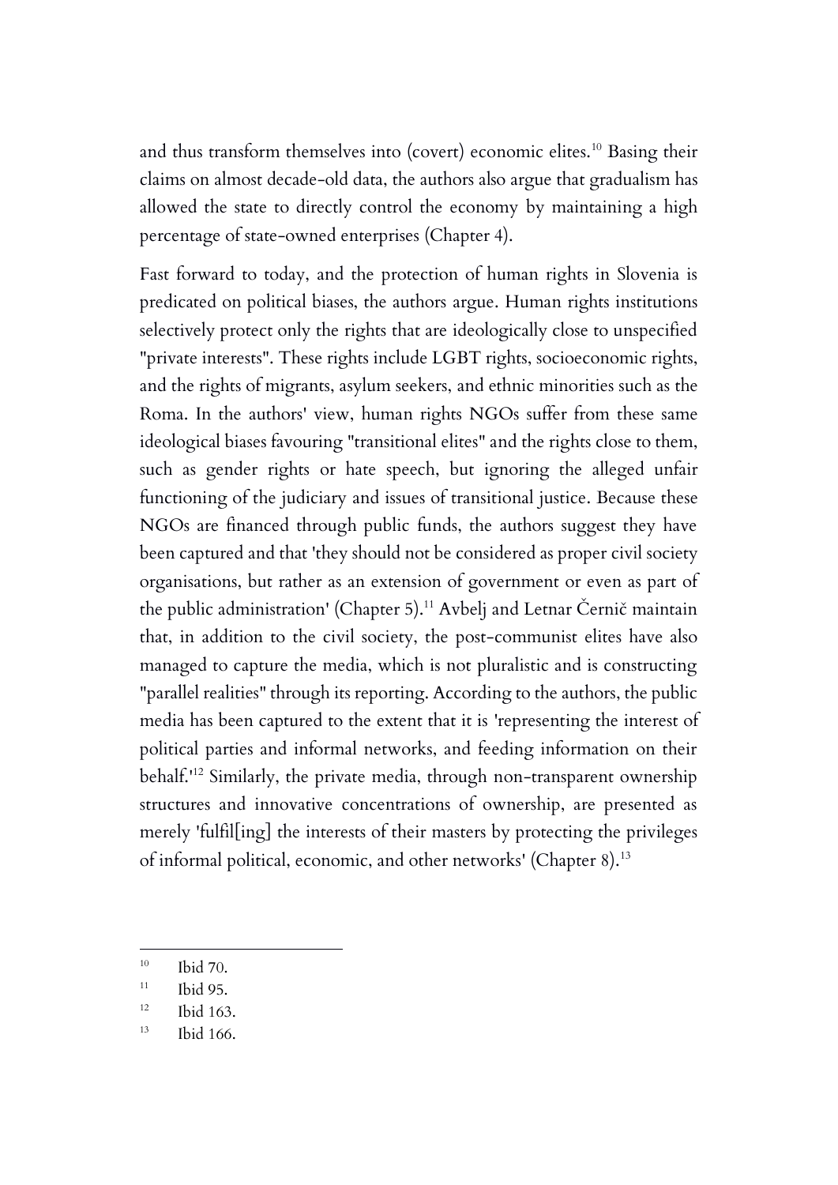and thus transform themselves into (covert) economic elites.[10] Basing their claims on almost decade-old data, the authors also argue that gradualism has allowed the state to directly control the economy by maintaining a high percentage of state-owned enterprises (Chapter 4).

Fast forward to today, and the protection of human rights in Slovenia is predicated on political biases, the authors argue. Human rights institutions selectively protect only the rights that are ideologically close to unspecified "private interests". These rights include LGBT rights, socioeconomic rights, and the rights of migrants, asylum seekers, and ethnic minorities such as the Roma. In the authors' view, human rights NGOs suffer from these same ideological biases favouring "transitional elites" and the rights close to them, such as gender rights or hate speech, but ignoring the alleged unfair functioning of the judiciary and issues of transitional justice. Because these NGOs are financed through public funds, the authors suggest they have been captured and that 'they should not be considered as proper civil society organisations, but rather as an extension of government or even as part of the public administration' (Chapter 5).[11] Avbelj and Letnar Černič maintain that, in addition to the civil society, the post-communist elites have also managed to capture the media, which is not pluralistic and is constructing "parallel realities" through its reporting. According to the authors, the public media has been captured to the extent that it is 'representing the interest of political parties and informal networks, and feeding information on their behalf.'[12] Similarly, the private media, through non-transparent ownership structures and innovative concentrations of ownership, are presented as merely 'fulfil[ing] the interests of their masters by protecting the privileges of informal political, economic, and other networks' (Chapter 8).[13]

---

[10] Ibid 70.

[11] Ibid 95.

[12] Ibid 163.

[13] Ibid 166.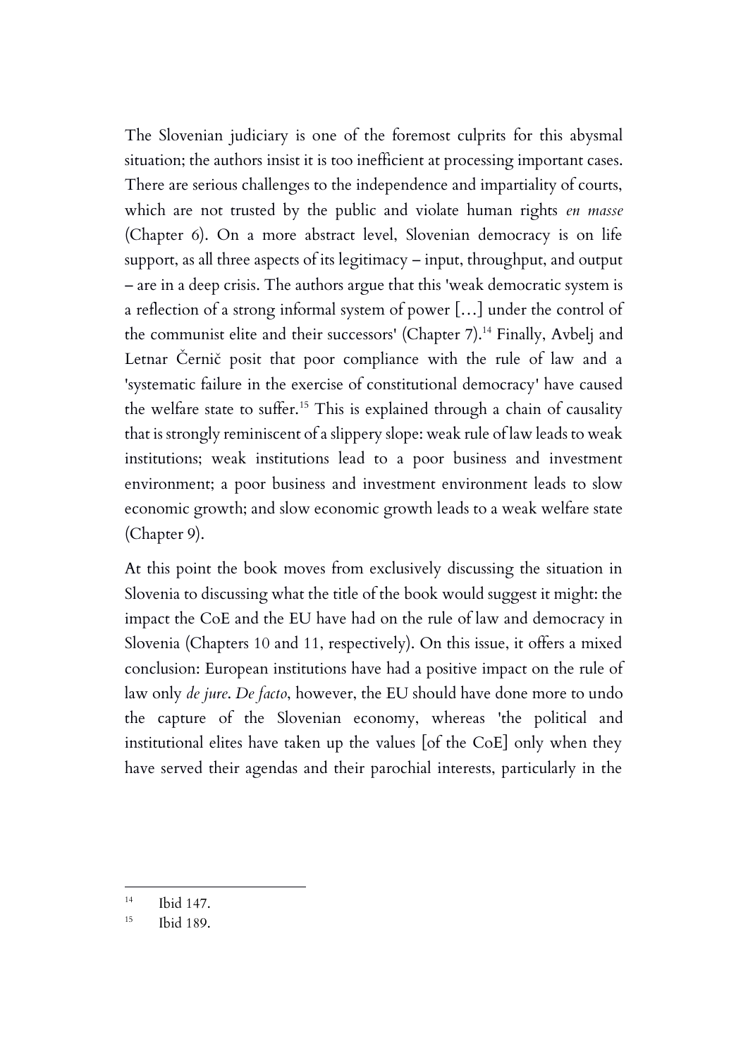The Slovenian judiciary is one of the foremost culprits for this abysmal situation; the authors insist it is too inefficient at processing important cases. There are serious challenges to the independence and impartiality of courts, which are not trusted by the public and violate human rights *en masse* (Chapter 6). On a more abstract level, Slovenian democracy is on life support, as all three aspects of its legitimacy – input, throughput, and output – are in a deep crisis. The authors argue that this 'weak democratic system is a reflection of a strong informal system of power […] under the control of the communist elite and their successors' (Chapter 7).[14] Finally, Avbelj and Letnar Černič posit that poor compliance with the rule of law and a 'systematic failure in the exercise of constitutional democracy' have caused the welfare state to suffer.[15] This is explained through a chain of causality that is strongly reminiscent of a slippery slope: weak rule of law leads to weak institutions; weak institutions lead to a poor business and investment environment; a poor business and investment environment leads to slow economic growth; and slow economic growth leads to a weak welfare state (Chapter 9).

At this point the book moves from exclusively discussing the situation in Slovenia to discussing what the title of the book would suggest it might: the impact the CoE and the EU have had on the rule of law and democracy in Slovenia (Chapters 10 and 11, respectively). On this issue, it offers a mixed conclusion: European institutions have had a positive impact on the rule of law only *de jure*. *De facto*, however, the EU should have done more to undo the capture of the Slovenian economy, whereas 'the political and institutional elites have taken up the values [of the CoE] only when they have served their agendas and their parochial interests, particularly in the

[14] Ibid 147.

[15] Ibid 189.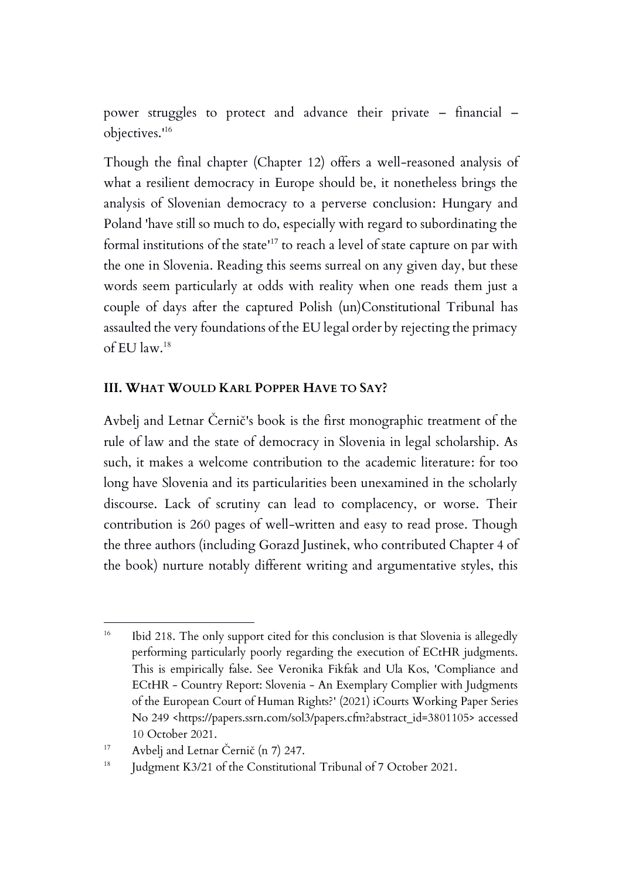power struggles to protect and advance their private – financial – objectives.'[16]

Though the final chapter (Chapter 12) offers a well-reasoned analysis of what a resilient democracy in Europe should be, it nonetheless brings the analysis of Slovenian democracy to a perverse conclusion: Hungary and Poland 'have still so much to do, especially with regard to subordinating the formal institutions of the state'[17] to reach a level of state capture on par with the one in Slovenia. Reading this seems surreal on any given day, but these words seem particularly at odds with reality when one reads them just a couple of days after the captured Polish (un)Constitutional Tribunal has assaulted the very foundations of the EU legal order by rejecting the primacy of EU law.[18]

## III. What Would Karl Popper Have to Say?

Avbelj and Letnar Černič's book is the first monographic treatment of the rule of law and the state of democracy in Slovenia in legal scholarship. As such, it makes a welcome contribution to the academic literature: for too long have Slovenia and its particularities been unexamined in the scholarly discourse. Lack of scrutiny can lead to complacency, or worse. Their contribution is 260 pages of well-written and easy to read prose. Though the three authors (including Gorazd Justinek, who contributed Chapter 4 of the book) nurture notably different writing and argumentative styles, this

---

[16] Ibid 218. The only support cited for this conclusion is that Slovenia is allegedly performing particularly poorly regarding the execution of ECtHR judgments. This is empirically false. See Veronika Fikfak and Ula Kos, 'Compliance and ECtHR - Country Report: Slovenia - An Exemplary Complier with Judgments of the European Court of Human Rights?' (2021) iCourts Working Paper Series No 249 <https://papers.ssrn.com/sol3/papers.cfm?abstract_id=3801105> accessed 10 October 2021.

[17] Avbelj and Letnar Černič (n 7) 247.

[18] Judgment K3/21 of the Constitutional Tribunal of 7 October 2021.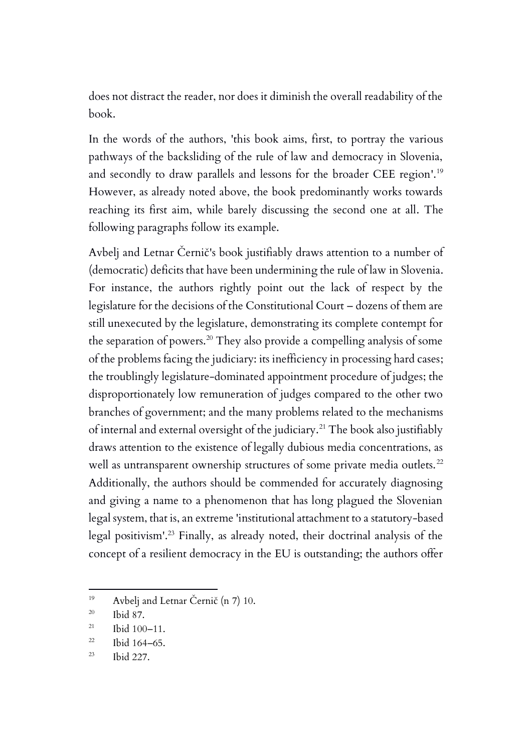does not distract the reader, nor does it diminish the overall readability of the book.

In the words of the authors, 'this book aims, first, to portray the various pathways of the backsliding of the rule of law and democracy in Slovenia, and secondly to draw parallels and lessons for the broader CEE region'.[19] However, as already noted above, the book predominantly works towards reaching its first aim, while barely discussing the second one at all. The following paragraphs follow its example.

Avbelj and Letnar Černič's book justifiably draws attention to a number of (democratic) deficits that have been undermining the rule of law in Slovenia. For instance, the authors rightly point out the lack of respect by the legislature for the decisions of the Constitutional Court – dozens of them are still unexecuted by the legislature, demonstrating its complete contempt for the separation of powers.[20] They also provide a compelling analysis of some of the problems facing the judiciary: its inefficiency in processing hard cases; the troublingly legislature-dominated appointment procedure of judges; the disproportionately low remuneration of judges compared to the other two branches of government; and the many problems related to the mechanisms of internal and external oversight of the judiciary.[21] The book also justifiably draws attention to the existence of legally dubious media concentrations, as well as untransparent ownership structures of some private media outlets.[22] Additionally, the authors should be commended for accurately diagnosing and giving a name to a phenomenon that has long plagued the Slovenian legal system, that is, an extreme 'institutional attachment to a statutory-based legal positivism'.[23] Finally, as already noted, their doctrinal analysis of the concept of a resilient democracy in the EU is outstanding; the authors offer

[19] Avbelj and Letnar Černič (n 7) 10.
[20] Ibid 87.
[21] Ibid 100–11.
[22] Ibid 164–65.
[23] Ibid 227.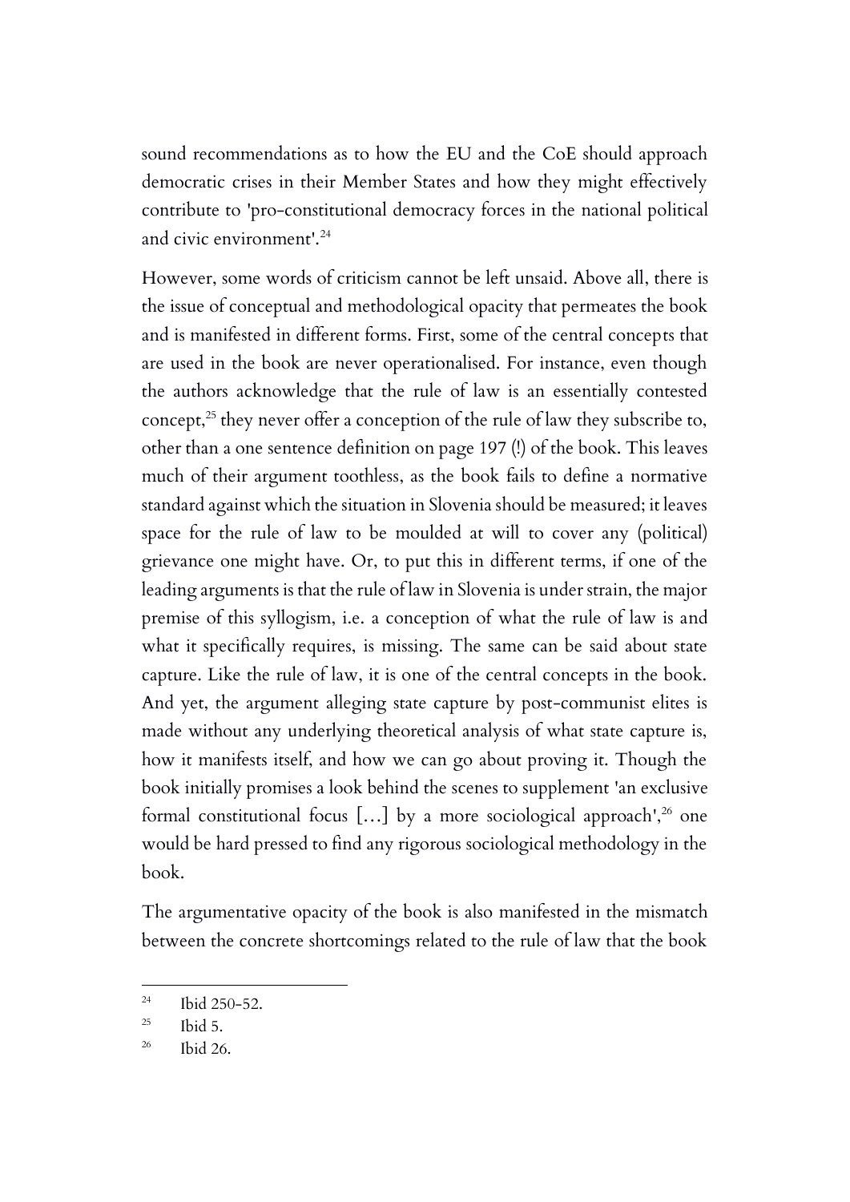sound recommendations as to how the EU and the CoE should approach democratic crises in their Member States and how they might effectively contribute to 'pro-constitutional democracy forces in the national political and civic environment'.[24]

However, some words of criticism cannot be left unsaid. Above all, there is the issue of conceptual and methodological opacity that permeates the book and is manifested in different forms. First, some of the central concepts that are used in the book are never operationalised. For instance, even though the authors acknowledge that the rule of law is an essentially contested concept,[25] they never offer a conception of the rule of law they subscribe to, other than a one sentence definition on page 197 (!) of the book. This leaves much of their argument toothless, as the book fails to define a normative standard against which the situation in Slovenia should be measured; it leaves space for the rule of law to be moulded at will to cover any (political) grievance one might have. Or, to put this in different terms, if one of the leading arguments is that the rule of law in Slovenia is under strain, the major premise of this syllogism, i.e. a conception of what the rule of law is and what it specifically requires, is missing. The same can be said about state capture. Like the rule of law, it is one of the central concepts in the book. And yet, the argument alleging state capture by post-communist elites is made without any underlying theoretical analysis of what state capture is, how it manifests itself, and how we can go about proving it. Though the book initially promises a look behind the scenes to supplement 'an exclusive formal constitutional focus […] by a more sociological approach',[26] one would be hard pressed to find any rigorous sociological methodology in the book.

The argumentative opacity of the book is also manifested in the mismatch between the concrete shortcomings related to the rule of law that the book

---

[24] Ibid 250-52.

[25] Ibid 5.

[26] Ibid 26.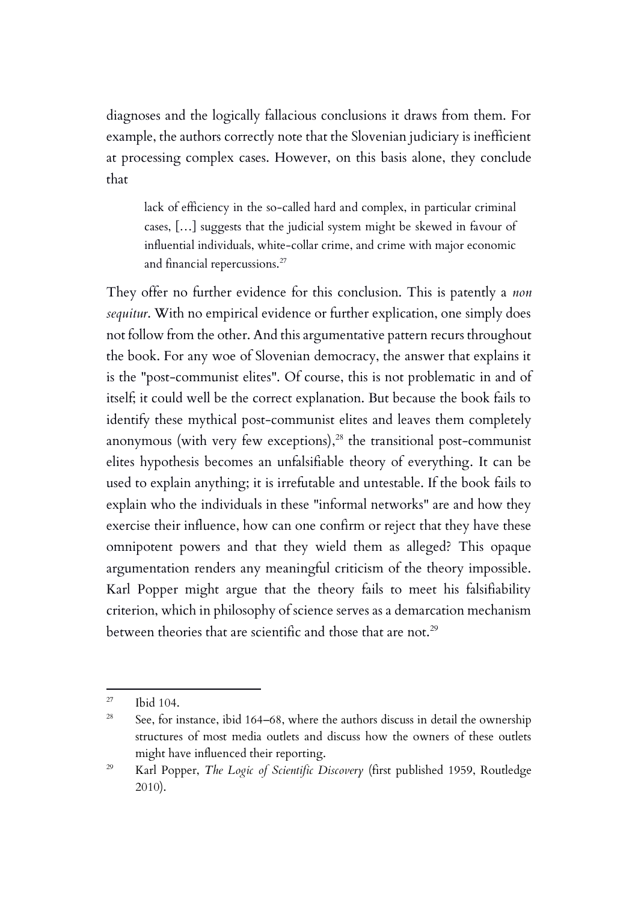diagnoses and the logically fallacious conclusions it draws from them. For example, the authors correctly note that the Slovenian judiciary is inefficient at processing complex cases. However, on this basis alone, they conclude that

> lack of efficiency in the so-called hard and complex, in particular criminal cases, […] suggests that the judicial system might be skewed in favour of influential individuals, white-collar crime, and crime with major economic and financial repercussions.[27]

They offer no further evidence for this conclusion. This is patently a *non sequitur*. With no empirical evidence or further explication, one simply does not follow from the other. And this argumentative pattern recurs throughout the book. For any woe of Slovenian democracy, the answer that explains it is the "post-communist elites". Of course, this is not problematic in and of itself; it could well be the correct explanation. But because the book fails to identify these mythical post-communist elites and leaves them completely anonymous (with very few exceptions),[28] the transitional post-communist elites hypothesis becomes an unfalsifiable theory of everything. It can be used to explain anything; it is irrefutable and untestable. If the book fails to explain who the individuals in these "informal networks" are and how they exercise their influence, how can one confirm or reject that they have these omnipotent powers and that they wield them as alleged? This opaque argumentation renders any meaningful criticism of the theory impossible. Karl Popper might argue that the theory fails to meet his falsifiability criterion, which in philosophy of science serves as a demarcation mechanism between theories that are scientific and those that are not.[29]

---

[27] Ibid 104.

[28] See, for instance, ibid 164–68, where the authors discuss in detail the ownership structures of most media outlets and discuss how the owners of these outlets might have influenced their reporting.

[29] Karl Popper, *The Logic of Scientific Discovery* (first published 1959, Routledge 2010).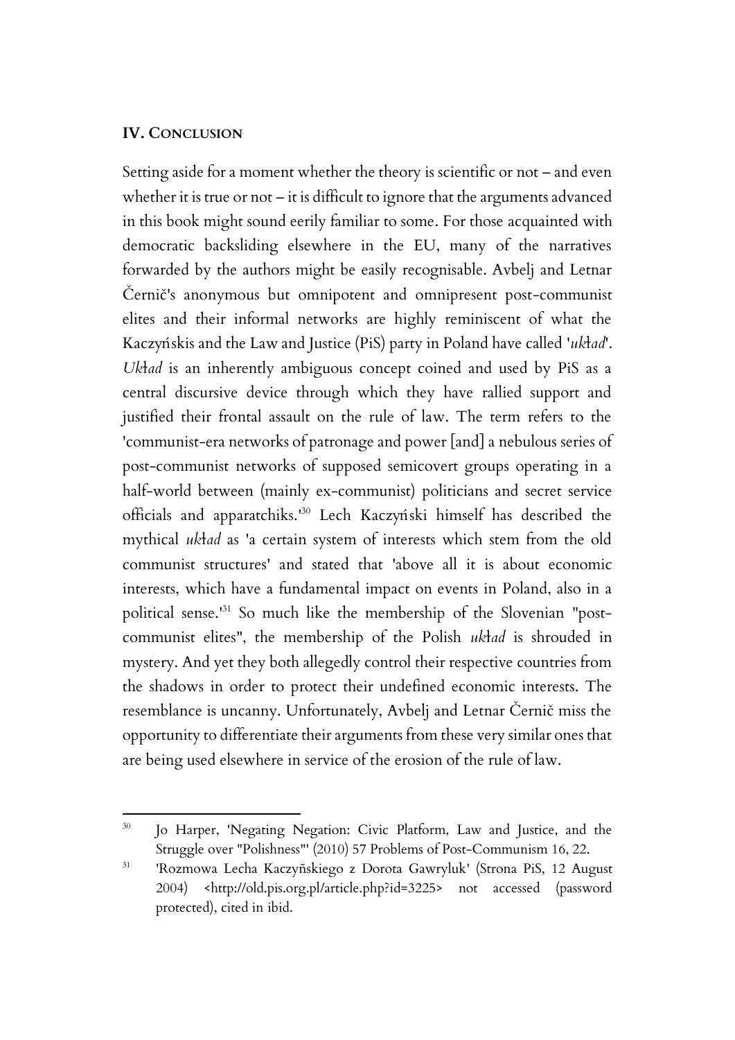## IV. CONCLUSION

Setting aside for a moment whether the theory is scientific or not – and even whether it is true or not – it is difficult to ignore that the arguments advanced in this book might sound eerily familiar to some. For those acquainted with democratic backsliding elsewhere in the EU, many of the narratives forwarded by the authors might be easily recognisable. Avbelj and Letnar Černič's anonymous but omnipotent and omnipresent post-communist elites and their informal networks are highly reminiscent of what the Kaczyńskis and the Law and Justice (PiS) party in Poland have called '*układ*'. *Układ* is an inherently ambiguous concept coined and used by PiS as a central discursive device through which they have rallied support and justified their frontal assault on the rule of law. The term refers to the 'communist-era networks of patronage and power [and] a nebulous series of post-communist networks of supposed semicovert groups operating in a half-world between (mainly ex-communist) politicians and secret service officials and apparatchiks.'[30] Lech Kaczyński himself has described the mythical *układ* as 'a certain system of interests which stem from the old communist structures' and stated that 'above all it is about economic interests, which have a fundamental impact on events in Poland, also in a political sense.'[31] So much like the membership of the Slovenian "post-communist elites", the membership of the Polish *układ* is shrouded in mystery. And yet they both allegedly control their respective countries from the shadows in order to protect their undefined economic interests. The resemblance is uncanny. Unfortunately, Avbelj and Letnar Černič miss the opportunity to differentiate their arguments from these very similar ones that are being used elsewhere in service of the erosion of the rule of law.

---

[30] Jo Harper, 'Negating Negation: Civic Platform, Law and Justice, and the Struggle over "Polishness"' (2010) 57 Problems of Post-Communism 16, 22.

[31] 'Rozmowa Lecha Kaczyñskiego z Dorota Gawryluk' (Strona PiS, 12 August 2004) <http://old.pis.org.pl/article.php?id=3225> not accessed (password protected), cited in ibid.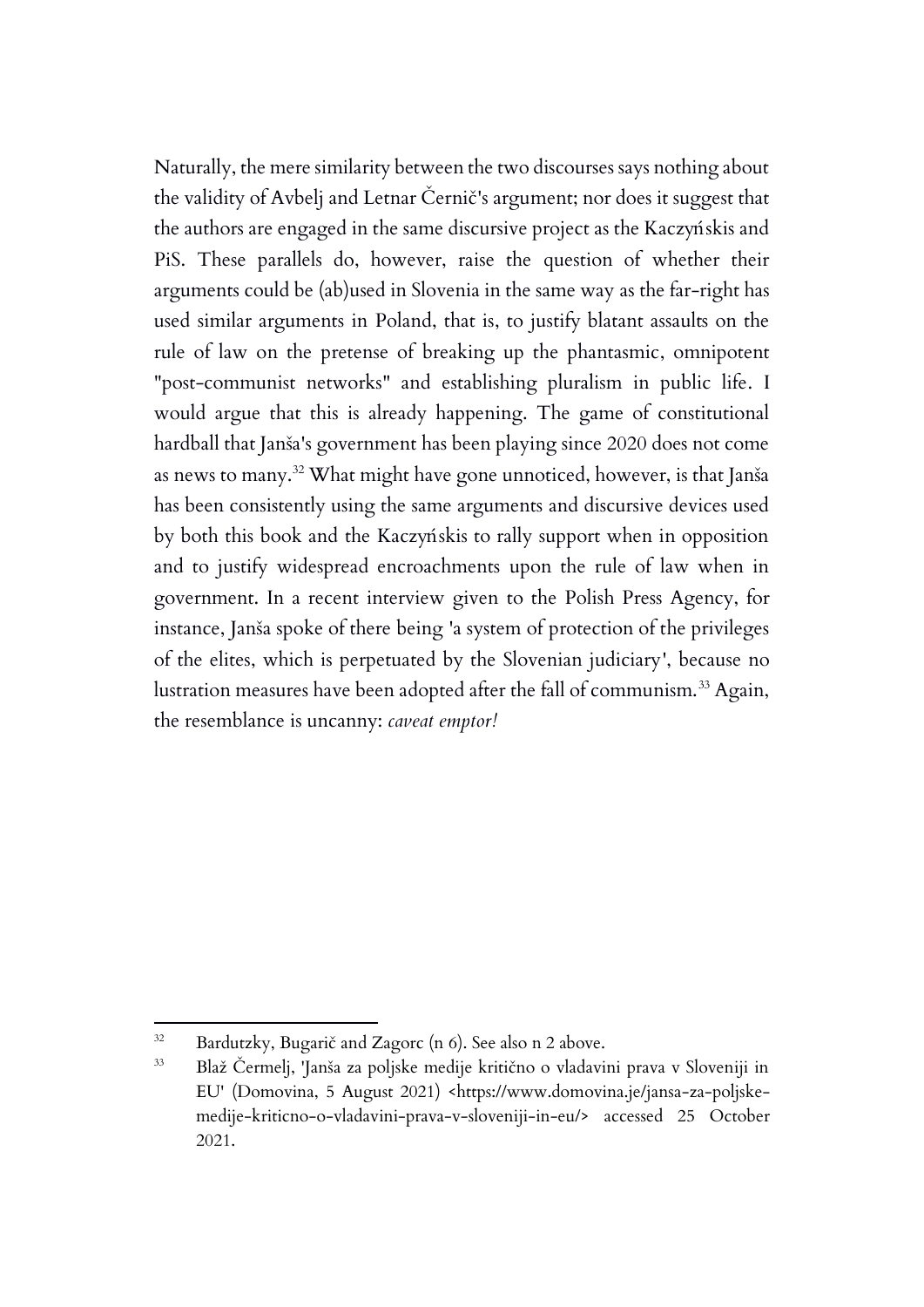Naturally, the mere similarity between the two discourses says nothing about the validity of Avbelj and Letnar Černič's argument; nor does it suggest that the authors are engaged in the same discursive project as the Kaczyńskis and PiS. These parallels do, however, raise the question of whether their arguments could be (ab)used in Slovenia in the same way as the far-right has used similar arguments in Poland, that is, to justify blatant assaults on the rule of law on the pretense of breaking up the phantasmic, omnipotent "post-communist networks" and establishing pluralism in public life. I would argue that this is already happening. The game of constitutional hardball that Janša's government has been playing since 2020 does not come as news to many.[32] What might have gone unnoticed, however, is that Janša has been consistently using the same arguments and discursive devices used by both this book and the Kaczyńskis to rally support when in opposition and to justify widespread encroachments upon the rule of law when in government. In a recent interview given to the Polish Press Agency, for instance, Janša spoke of there being 'a system of protection of the privileges of the elites, which is perpetuated by the Slovenian judiciary', because no lustration measures have been adopted after the fall of communism.[33] Again, the resemblance is uncanny: *caveat emptor!*

---

[32] Bardutzky, Bugarič and Zagorc (n 6). See also n 2 above.

[33] Blaž Čermelj, 'Janša za poljske medije kritično o vladavini prava v Sloveniji in EU' (Domovina, 5 August 2021) <https://www.domovina.je/jansa-za-poljske-medije-kriticno-o-vladavini-prava-v-sloveniji-in-eu/> accessed 25 October 2021.